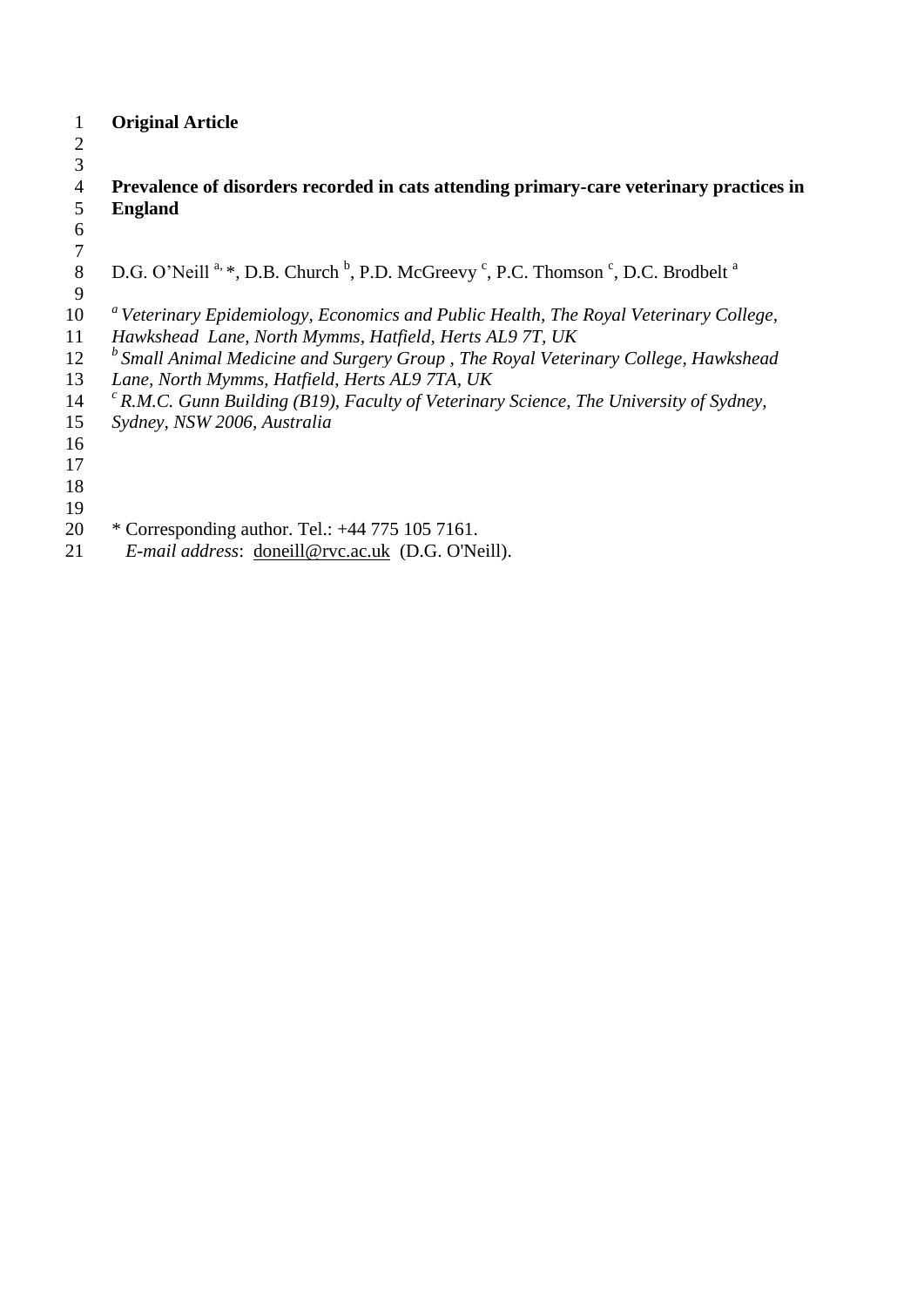**Original Article**

# Prevalence of disorders recorded in cats attending primary-care veterinary practices in England

D.G. O'Neill [a,] *, D.B. Church [b], P.D. McGreevy [c], P.C. Thomson [c], D.C. Brodbelt [a]

[a] *Veterinary Epidemiology, Economics and Public Health, The Royal Veterinary College, Hawkshead Lane, North Mymms, Hatfield, Herts AL9 7T, UK*

[b] *Small Animal Medicine and Surgery Group , The Royal Veterinary College, Hawkshead Lane, North Mymms, Hatfield, Herts AL9 7TA, UK*

[c] *R.M.C. Gunn Building (B19), Faculty of Veterinary Science, The University of Sydney, Sydney, NSW 2006, Australia*

\* Corresponding author. Tel.: +44 775 105 7161.

*E-mail address*: doneill@rvc.ac.uk (D.G. O'Neill).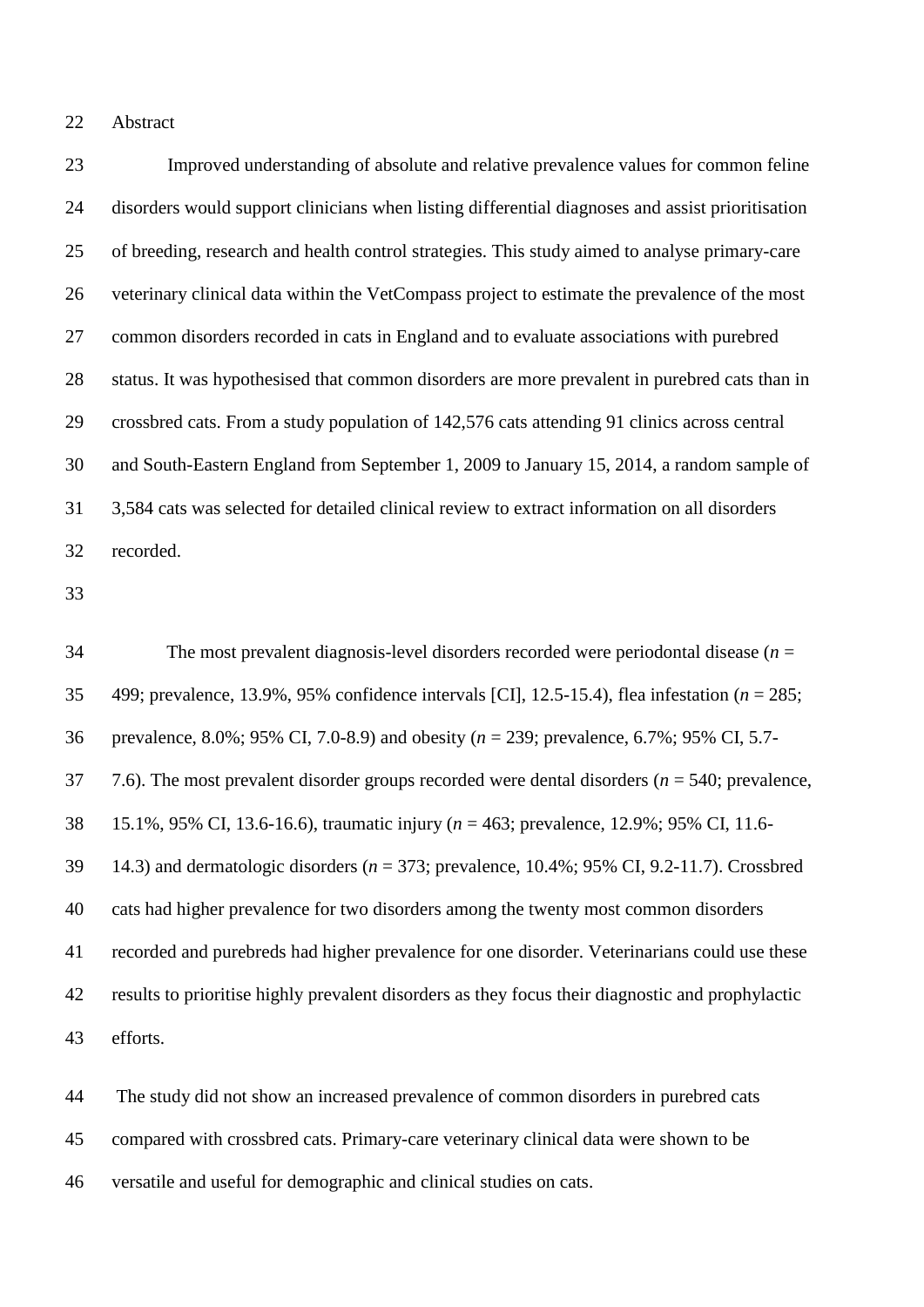## Abstract

Improved understanding of absolute and relative prevalence values for common feline disorders would support clinicians when listing differential diagnoses and assist prioritisation of breeding, research and health control strategies. This study aimed to analyse primary-care veterinary clinical data within the VetCompass project to estimate the prevalence of the most common disorders recorded in cats in England and to evaluate associations with purebred status. It was hypothesised that common disorders are more prevalent in purebred cats than in crossbred cats. From a study population of 142,576 cats attending 91 clinics across central and South-Eastern England from September 1, 2009 to January 15, 2014, a random sample of 3,584 cats was selected for detailed clinical review to extract information on all disorders recorded.

The most prevalent diagnosis-level disorders recorded were periodontal disease ($n$ = 499; prevalence, 13.9%, 95% confidence intervals [CI], 12.5-15.4), flea infestation ($n$ = 285; prevalence, 8.0%; 95% CI, 7.0-8.9) and obesity ($n$ = 239; prevalence, 6.7%; 95% CI, 5.7-7.6). The most prevalent disorder groups recorded were dental disorders ($n$ = 540; prevalence, 15.1%, 95% CI, 13.6-16.6), traumatic injury ($n$ = 463; prevalence, 12.9%; 95% CI, 11.6-14.3) and dermatologic disorders ($n$ = 373; prevalence, 10.4%; 95% CI, 9.2-11.7). Crossbred cats had higher prevalence for two disorders among the twenty most common disorders recorded and purebreds had higher prevalence for one disorder. Veterinarians could use these results to prioritise highly prevalent disorders as they focus their diagnostic and prophylactic efforts.

The study did not show an increased prevalence of common disorders in purebred cats compared with crossbred cats. Primary-care veterinary clinical data were shown to be versatile and useful for demographic and clinical studies on cats.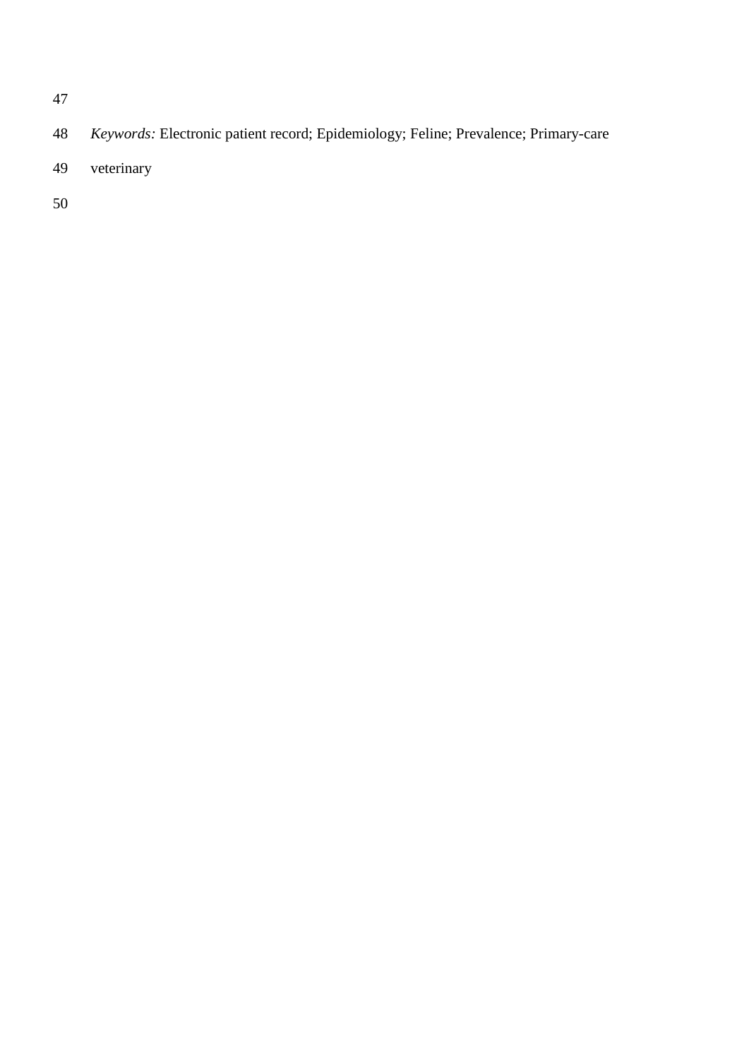*Keywords:* Electronic patient record; Epidemiology; Feline; Prevalence; Primary-care veterinary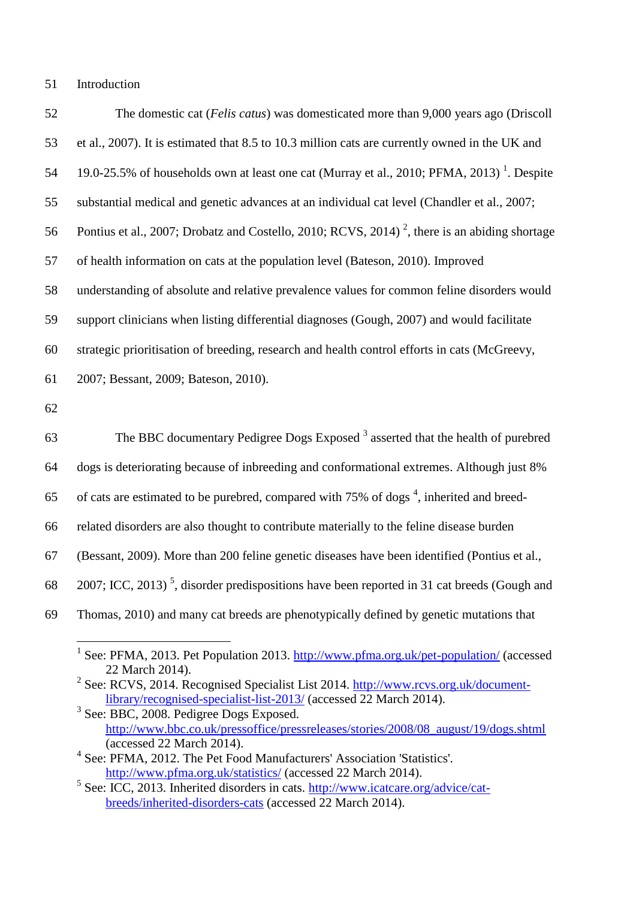## Introduction

The domestic cat (*Felis catus*) was domesticated more than 9,000 years ago (Driscoll et al., 2007). It is estimated that 8.5 to 10.3 million cats are currently owned in the UK and 19.0-25.5% of households own at least one cat (Murray et al., 2010; PFMA, 2013) [1]. Despite substantial medical and genetic advances at an individual cat level (Chandler et al., 2007; Pontius et al., 2007; Drobatz and Costello, 2010; RCVS, 2014) [2], there is an abiding shortage of health information on cats at the population level (Bateson, 2010). Improved understanding of absolute and relative prevalence values for common feline disorders would support clinicians when listing differential diagnoses (Gough, 2007) and would facilitate strategic prioritisation of breeding, research and health control efforts in cats (McGreevy, 2007; Bessant, 2009; Bateson, 2010).

The BBC documentary Pedigree Dogs Exposed [3] asserted that the health of purebred dogs is deteriorating because of inbreeding and conformational extremes. Although just 8% of cats are estimated to be purebred, compared with 75% of dogs [4], inherited and breed-related disorders are also thought to contribute materially to the feline disease burden (Bessant, 2009). More than 200 feline genetic diseases have been identified (Pontius et al., 2007; ICC, 2013) [5], disorder predispositions have been reported in 31 cat breeds (Gough and Thomas, 2010) and many cat breeds are phenotypically defined by genetic mutations that

---

[1] See: PFMA, 2013. Pet Population 2013. http://www.pfma.org.uk/pet-population/ (accessed 22 March 2014).

[2] See: RCVS, 2014. Recognised Specialist List 2014. http://www.rcvs.org.uk/document-library/recognised-specialist-list-2013/ (accessed 22 March 2014).

[3] See: BBC, 2008. Pedigree Dogs Exposed. http://www.bbc.co.uk/pressoffice/pressreleases/stories/2008/08_august/19/dogs.shtml (accessed 22 March 2014).

[4] See: PFMA, 2012. The Pet Food Manufacturers' Association 'Statistics'. http://www.pfma.org.uk/statistics/ (accessed 22 March 2014).

[5] See: ICC, 2013. Inherited disorders in cats. http://www.icatcare.org/advice/cat-breeds/inherited-disorders-cats (accessed 22 March 2014).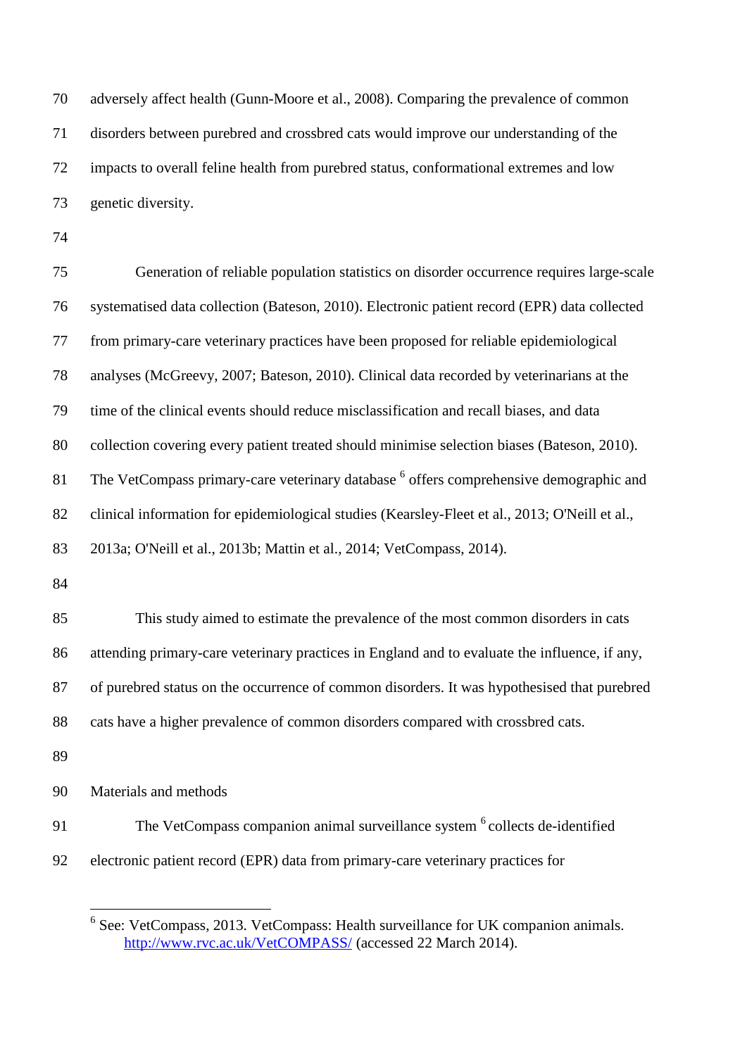adversely affect health (Gunn-Moore et al., 2008). Comparing the prevalence of common disorders between purebred and crossbred cats would improve our understanding of the impacts to overall feline health from purebred status, conformational extremes and low genetic diversity.

Generation of reliable population statistics on disorder occurrence requires large-scale systematised data collection (Bateson, 2010). Electronic patient record (EPR) data collected from primary-care veterinary practices have been proposed for reliable epidemiological analyses (McGreevy, 2007; Bateson, 2010). Clinical data recorded by veterinarians at the time of the clinical events should reduce misclassification and recall biases, and data collection covering every patient treated should minimise selection biases (Bateson, 2010). The VetCompass primary-care veterinary database [6] offers comprehensive demographic and clinical information for epidemiological studies (Kearsley-Fleet et al., 2013; O'Neill et al., 2013a; O'Neill et al., 2013b; Mattin et al., 2014; VetCompass, 2014).

This study aimed to estimate the prevalence of the most common disorders in cats attending primary-care veterinary practices in England and to evaluate the influence, if any, of purebred status on the occurrence of common disorders. It was hypothesised that purebred cats have a higher prevalence of common disorders compared with crossbred cats.

## Materials and methods

The VetCompass companion animal surveillance system [6] collects de-identified electronic patient record (EPR) data from primary-care veterinary practices for

---

[6] See: VetCompass, 2013. VetCompass: Health surveillance for UK companion animals. http://www.rvc.ac.uk/VetCOMPASS/ (accessed 22 March 2014).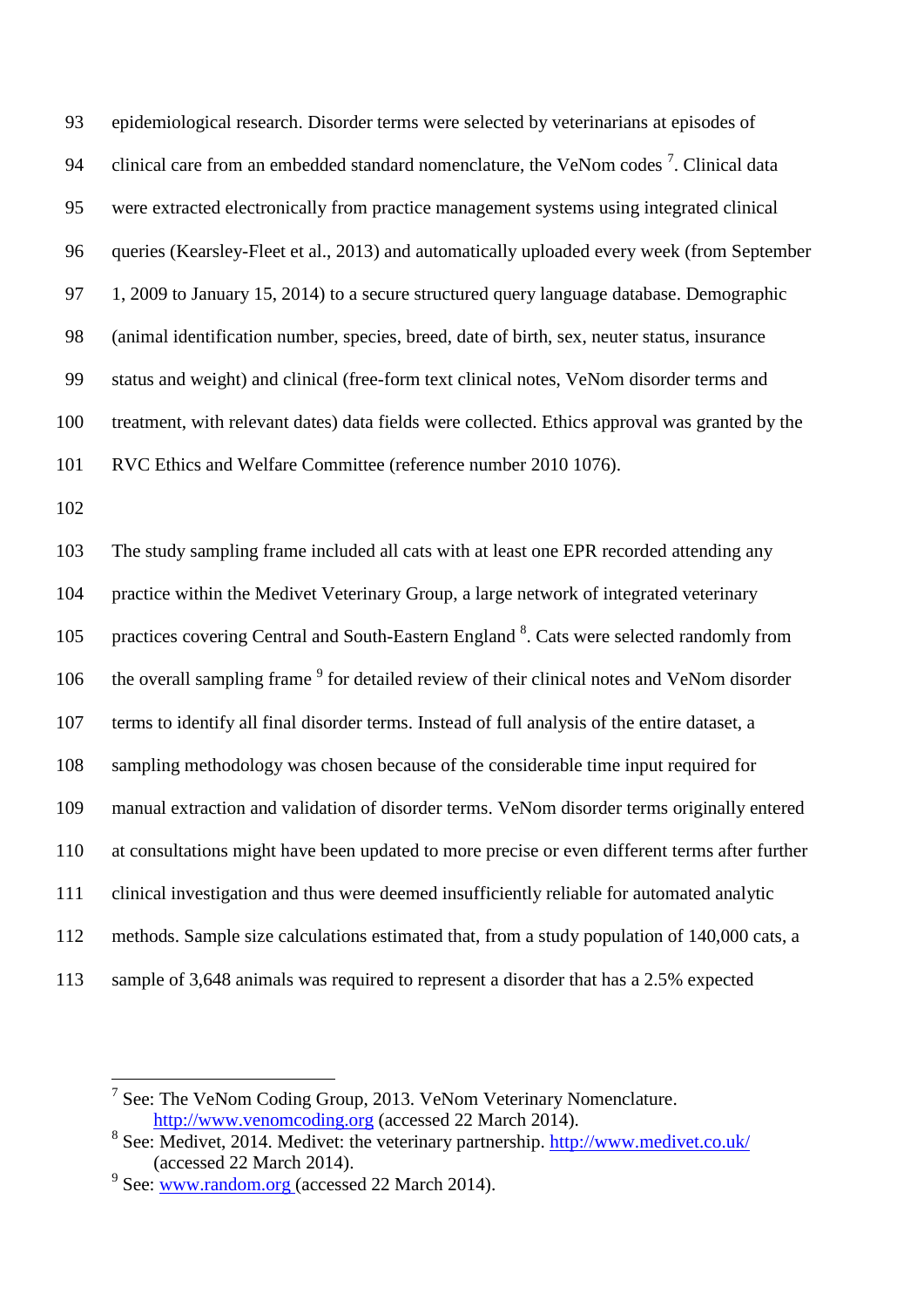epidemiological research. Disorder terms were selected by veterinarians at episodes of clinical care from an embedded standard nomenclature, the VeNom codes [7]. Clinical data were extracted electronically from practice management systems using integrated clinical queries (Kearsley-Fleet et al., 2013) and automatically uploaded every week (from September 1, 2009 to January 15, 2014) to a secure structured query language database. Demographic (animal identification number, species, breed, date of birth, sex, neuter status, insurance status and weight) and clinical (free-form text clinical notes, VeNom disorder terms and treatment, with relevant dates) data fields were collected. Ethics approval was granted by the RVC Ethics and Welfare Committee (reference number 2010 1076).

The study sampling frame included all cats with at least one EPR recorded attending any practice within the Medivet Veterinary Group, a large network of integrated veterinary practices covering Central and South-Eastern England [8]. Cats were selected randomly from the overall sampling frame [9] for detailed review of their clinical notes and VeNom disorder terms to identify all final disorder terms. Instead of full analysis of the entire dataset, a sampling methodology was chosen because of the considerable time input required for manual extraction and validation of disorder terms. VeNom disorder terms originally entered at consultations might have been updated to more precise or even different terms after further clinical investigation and thus were deemed insufficiently reliable for automated analytic methods. Sample size calculations estimated that, from a study population of 140,000 cats, a sample of 3,648 animals was required to represent a disorder that has a 2.5% expected

---

[7] See: The VeNom Coding Group, 2013. VeNom Veterinary Nomenclature. http://www.venomcoding.org (accessed 22 March 2014).

[8] See: Medivet, 2014. Medivet: the veterinary partnership. http://www.medivet.co.uk/ (accessed 22 March 2014).

[9] See: www.random.org (accessed 22 March 2014).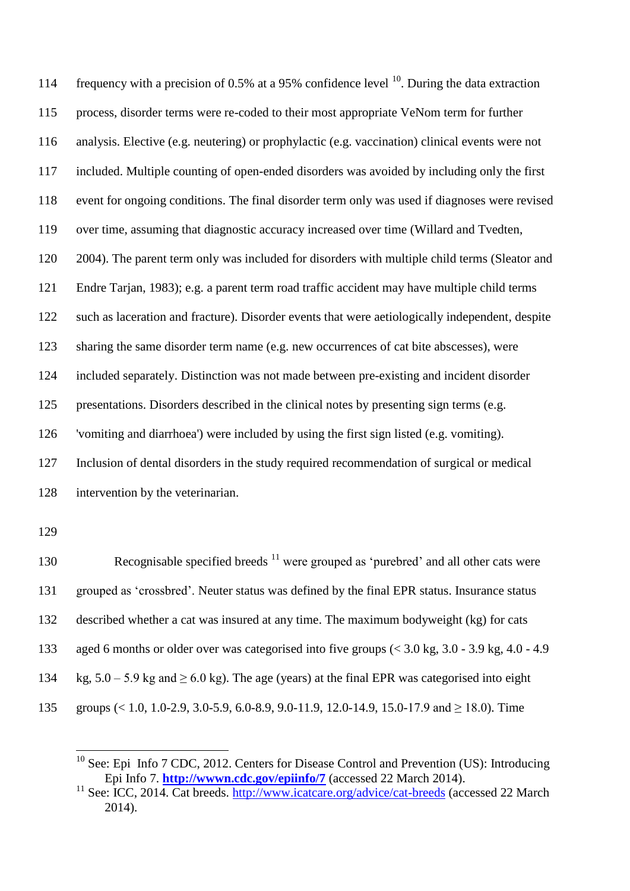frequency with a precision of 0.5% at a 95% confidence level [10]. During the data extraction process, disorder terms were re-coded to their most appropriate VeNom term for further analysis. Elective (e.g. neutering) or prophylactic (e.g. vaccination) clinical events were not included. Multiple counting of open-ended disorders was avoided by including only the first event for ongoing conditions. The final disorder term only was used if diagnoses were revised over time, assuming that diagnostic accuracy increased over time (Willard and Tvedten, 2004). The parent term only was included for disorders with multiple child terms (Sleator and Endre Tarjan, 1983); e.g. a parent term road traffic accident may have multiple child terms such as laceration and fracture). Disorder events that were aetiologically independent, despite sharing the same disorder term name (e.g. new occurrences of cat bite abscesses), were included separately. Distinction was not made between pre-existing and incident disorder presentations. Disorders described in the clinical notes by presenting sign terms (e.g. 'vomiting and diarrhoea') were included by using the first sign listed (e.g. vomiting). Inclusion of dental disorders in the study required recommendation of surgical or medical intervention by the veterinarian.

Recognisable specified breeds [11] were grouped as 'purebred' and all other cats were grouped as 'crossbred'. Neuter status was defined by the final EPR status. Insurance status described whether a cat was insured at any time. The maximum bodyweight (kg) for cats aged 6 months or older over was categorised into five groups (< 3.0 kg, 3.0 - 3.9 kg, 4.0 - 4.9 kg, 5.0 – 5.9 kg and ≥ 6.0 kg). The age (years) at the final EPR was categorised into eight groups (< 1.0, 1.0-2.9, 3.0-5.9, 6.0-8.9, 9.0-11.9, 12.0-14.9, 15.0-17.9 and ≥ 18.0). Time

---

[10] See: Epi Info 7 CDC, 2012. Centers for Disease Control and Prevention (US): Introducing Epi Info 7. **http://wwwn.cdc.gov/epiinfo/7** (accessed 22 March 2014).

[11] See: ICC, 2014. Cat breeds. http://www.icatcare.org/advice/cat-breeds (accessed 22 March 2014).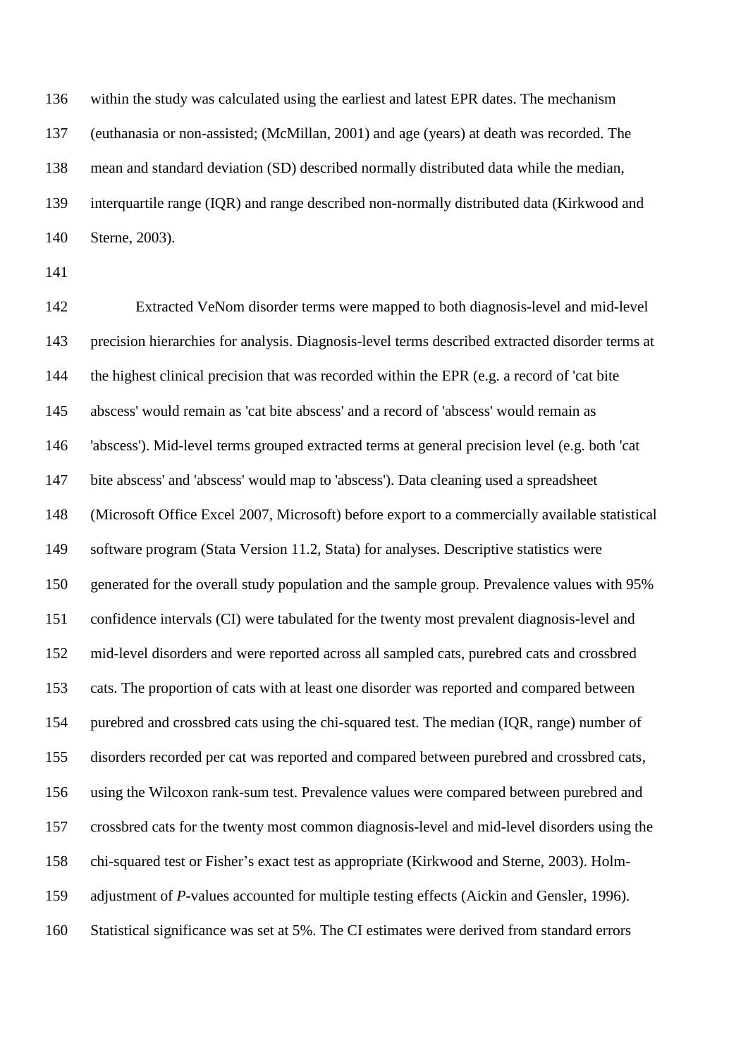within the study was calculated using the earliest and latest EPR dates. The mechanism (euthanasia or non-assisted; (McMillan, 2001) and age (years) at death was recorded. The mean and standard deviation (SD) described normally distributed data while the median, interquartile range (IQR) and range described non-normally distributed data (Kirkwood and Sterne, 2003).

Extracted VeNom disorder terms were mapped to both diagnosis-level and mid-level precision hierarchies for analysis. Diagnosis-level terms described extracted disorder terms at the highest clinical precision that was recorded within the EPR (e.g. a record of 'cat bite abscess' would remain as 'cat bite abscess' and a record of 'abscess' would remain as 'abscess'). Mid-level terms grouped extracted terms at general precision level (e.g. both 'cat bite abscess' and 'abscess' would map to 'abscess'). Data cleaning used a spreadsheet (Microsoft Office Excel 2007, Microsoft) before export to a commercially available statistical software program (Stata Version 11.2, Stata) for analyses. Descriptive statistics were generated for the overall study population and the sample group. Prevalence values with 95% confidence intervals (CI) were tabulated for the twenty most prevalent diagnosis-level and mid-level disorders and were reported across all sampled cats, purebred cats and crossbred cats. The proportion of cats with at least one disorder was reported and compared between purebred and crossbred cats using the chi-squared test. The median (IQR, range) number of disorders recorded per cat was reported and compared between purebred and crossbred cats, using the Wilcoxon rank-sum test. Prevalence values were compared between purebred and crossbred cats for the twenty most common diagnosis-level and mid-level disorders using the chi-squared test or Fisher's exact test as appropriate (Kirkwood and Sterne, 2003). Holm-adjustment of *P*-values accounted for multiple testing effects (Aickin and Gensler, 1996). Statistical significance was set at 5%. The CI estimates were derived from standard errors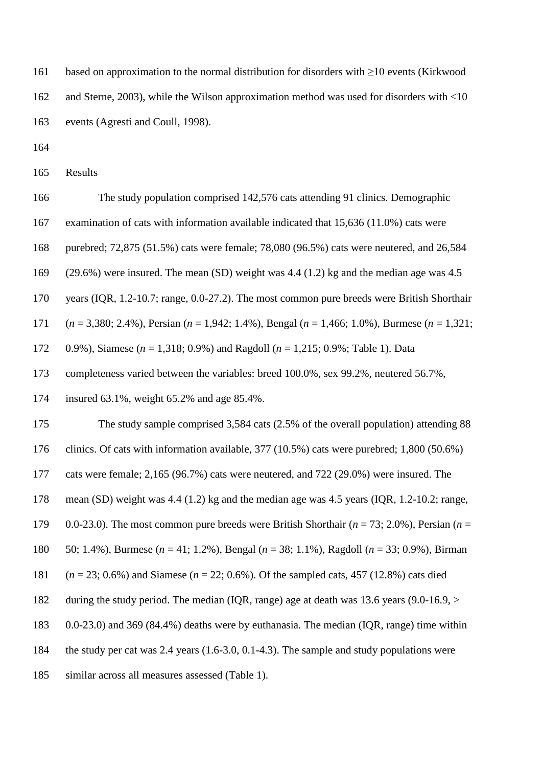based on approximation to the normal distribution for disorders with ≥10 events (Kirkwood and Sterne, 2003), while the Wilson approximation method was used for disorders with <10 events (Agresti and Coull, 1998).

## Results

The study population comprised 142,576 cats attending 91 clinics. Demographic examination of cats with information available indicated that 15,636 (11.0%) cats were purebred; 72,875 (51.5%) cats were female; 78,080 (96.5%) cats were neutered, and 26,584 (29.6%) were insured. The mean (SD) weight was 4.4 (1.2) kg and the median age was 4.5 years (IQR, 1.2-10.7; range, 0.0-27.2). The most common pure breeds were British Shorthair (*n* = 3,380; 2.4%), Persian (*n* = 1,942; 1.4%), Bengal (*n* = 1,466; 1.0%), Burmese (*n* = 1,321; 0.9%), Siamese (*n* = 1,318; 0.9%) and Ragdoll (*n* = 1,215; 0.9%; Table 1). Data completeness varied between the variables: breed 100.0%, sex 99.2%, neutered 56.7%, insured 63.1%, weight 65.2% and age 85.4%.

The study sample comprised 3,584 cats (2.5% of the overall population) attending 88 clinics. Of cats with information available, 377 (10.5%) cats were purebred; 1,800 (50.6%) cats were female; 2,165 (96.7%) cats were neutered, and 722 (29.0%) were insured. The mean (SD) weight was 4.4 (1.2) kg and the median age was 4.5 years (IQR, 1.2-10.2; range, 0.0-23.0). The most common pure breeds were British Shorthair (*n* = 73; 2.0%), Persian (*n* = 50; 1.4%), Burmese (*n* = 41; 1.2%), Bengal (*n* = 38; 1.1%), Ragdoll (*n* = 33; 0.9%), Birman (*n* = 23; 0.6%) and Siamese (*n* = 22; 0.6%). Of the sampled cats, 457 (12.8%) cats died during the study period. The median (IQR, range) age at death was 13.6 years (9.0-16.9, > 0.0-23.0) and 369 (84.4%) deaths were by euthanasia. The median (IQR, range) time within the study per cat was 2.4 years (1.6-3.0, 0.1-4.3). The sample and study populations were similar across all measures assessed (Table 1).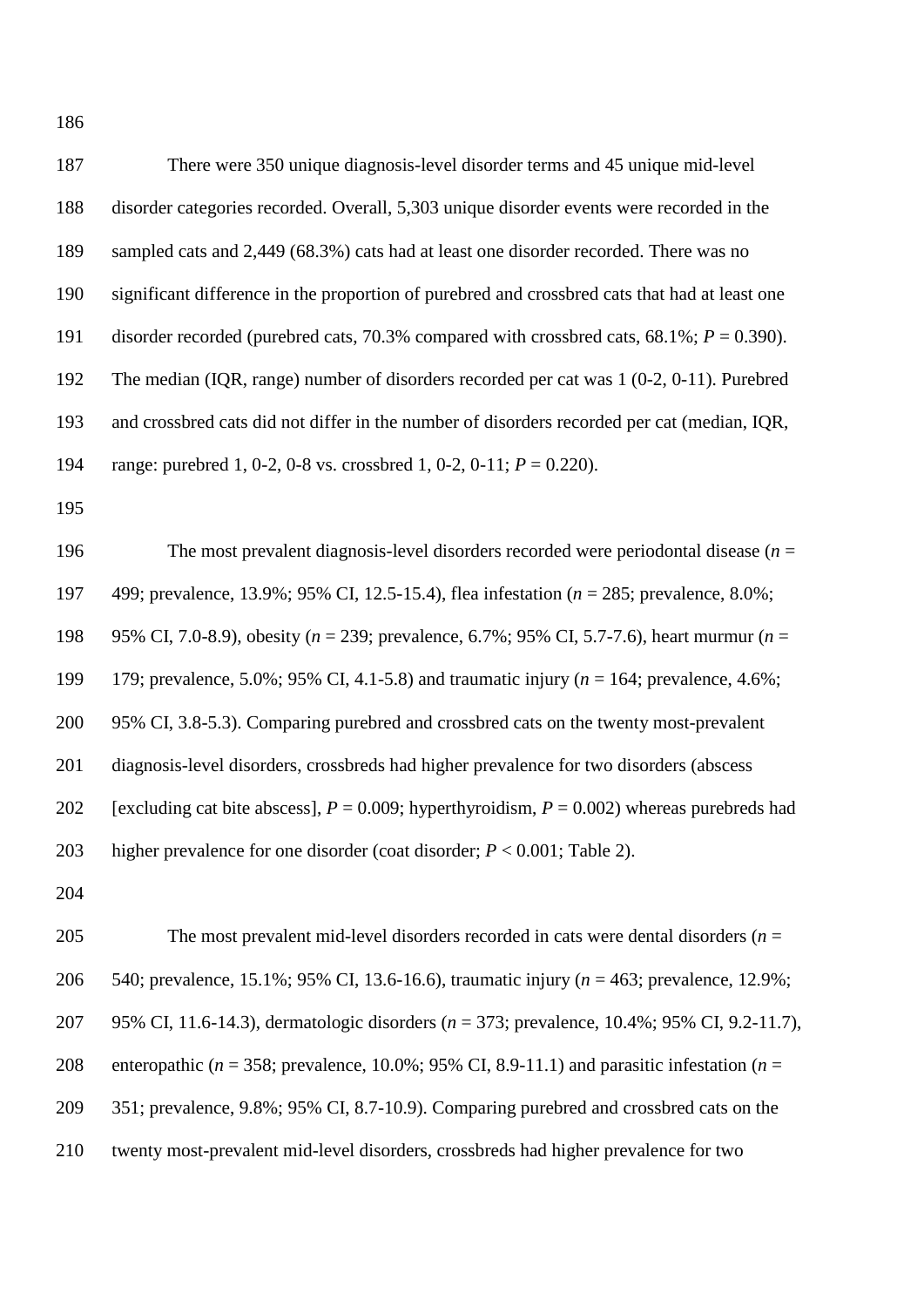There were 350 unique diagnosis-level disorder terms and 45 unique mid-level disorder categories recorded. Overall, 5,303 unique disorder events were recorded in the sampled cats and 2,449 (68.3%) cats had at least one disorder recorded. There was no significant difference in the proportion of purebred and crossbred cats that had at least one disorder recorded (purebred cats, 70.3% compared with crossbred cats, 68.1%; $P = 0.390$). The median (IQR, range) number of disorders recorded per cat was 1 (0-2, 0-11). Purebred and crossbred cats did not differ in the number of disorders recorded per cat (median, IQR, range: purebred 1, 0-2, 0-8 vs. crossbred 1, 0-2, 0-11; $P = 0.220$).

The most prevalent diagnosis-level disorders recorded were periodontal disease ($n$ = 499; prevalence, 13.9%; 95% CI, 12.5-15.4), flea infestation ($n$ = 285; prevalence, 8.0%; 95% CI, 7.0-8.9), obesity ($n$ = 239; prevalence, 6.7%; 95% CI, 5.7-7.6), heart murmur ($n$ = 179; prevalence, 5.0%; 95% CI, 4.1-5.8) and traumatic injury ($n$ = 164; prevalence, 4.6%; 95% CI, 3.8-5.3). Comparing purebred and crossbred cats on the twenty most-prevalent diagnosis-level disorders, crossbreds had higher prevalence for two disorders (abscess [excluding cat bite abscess], $P = 0.009$; hyperthyroidism, $P = 0.002$) whereas purebreds had higher prevalence for one disorder (coat disorder; $P < 0.001$; Table 2).

The most prevalent mid-level disorders recorded in cats were dental disorders ($n$ = 540; prevalence, 15.1%; 95% CI, 13.6-16.6), traumatic injury ($n$ = 463; prevalence, 12.9%; 95% CI, 11.6-14.3), dermatologic disorders ($n$ = 373; prevalence, 10.4%; 95% CI, 9.2-11.7), enteropathic ($n$ = 358; prevalence, 10.0%; 95% CI, 8.9-11.1) and parasitic infestation ($n$ = 351; prevalence, 9.8%; 95% CI, 8.7-10.9). Comparing purebred and crossbred cats on the twenty most-prevalent mid-level disorders, crossbreds had higher prevalence for two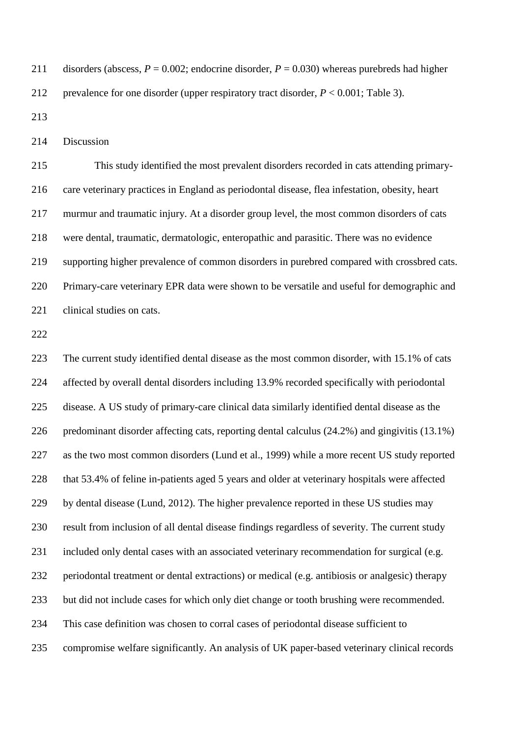disorders (abscess, $P = 0.002$; endocrine disorder, $P = 0.030$) whereas purebreds had higher prevalence for one disorder (upper respiratory tract disorder, $P < 0.001$; Table 3).

## Discussion

This study identified the most prevalent disorders recorded in cats attending primary-care veterinary practices in England as periodontal disease, flea infestation, obesity, heart murmur and traumatic injury. At a disorder group level, the most common disorders of cats were dental, traumatic, dermatologic, enteropathic and parasitic. There was no evidence supporting higher prevalence of common disorders in purebred compared with crossbred cats. Primary-care veterinary EPR data were shown to be versatile and useful for demographic and clinical studies on cats.

The current study identified dental disease as the most common disorder, with 15.1% of cats affected by overall dental disorders including 13.9% recorded specifically with periodontal disease. A US study of primary-care clinical data similarly identified dental disease as the predominant disorder affecting cats, reporting dental calculus (24.2%) and gingivitis (13.1%) as the two most common disorders (Lund et al., 1999) while a more recent US study reported that 53.4% of feline in-patients aged 5 years and older at veterinary hospitals were affected by dental disease (Lund, 2012). The higher prevalence reported in these US studies may result from inclusion of all dental disease findings regardless of severity. The current study included only dental cases with an associated veterinary recommendation for surgical (e.g. periodontal treatment or dental extractions) or medical (e.g. antibiosis or analgesic) therapy but did not include cases for which only diet change or tooth brushing were recommended. This case definition was chosen to corral cases of periodontal disease sufficient to compromise welfare significantly. An analysis of UK paper-based veterinary clinical records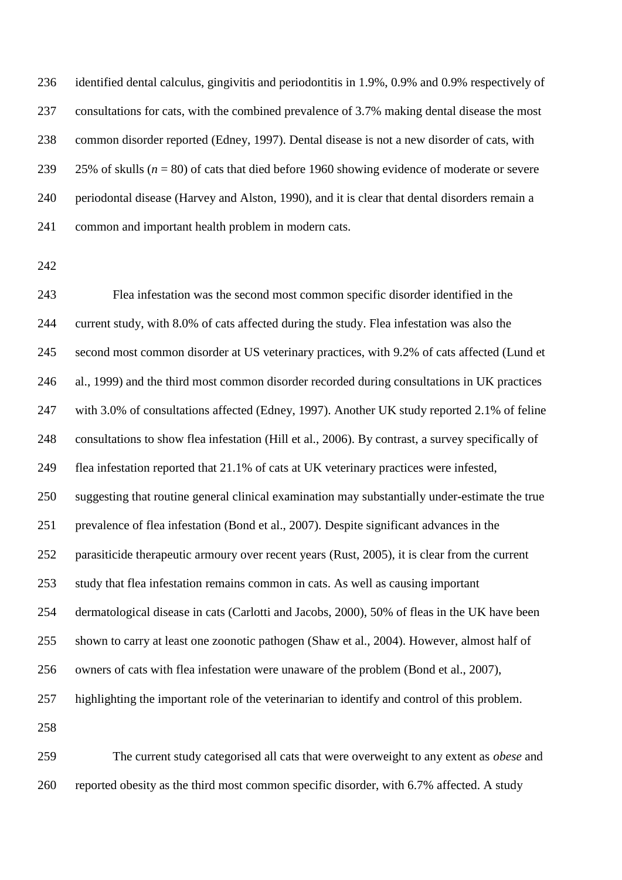identified dental calculus, gingivitis and periodontitis in 1.9%, 0.9% and 0.9% respectively of consultations for cats, with the combined prevalence of 3.7% making dental disease the most common disorder reported (Edney, 1997). Dental disease is not a new disorder of cats, with 25% of skulls ($n$ = 80) of cats that died before 1960 showing evidence of moderate or severe periodontal disease (Harvey and Alston, 1990), and it is clear that dental disorders remain a common and important health problem in modern cats.

Flea infestation was the second most common specific disorder identified in the current study, with 8.0% of cats affected during the study. Flea infestation was also the second most common disorder at US veterinary practices, with 9.2% of cats affected (Lund et al., 1999) and the third most common disorder recorded during consultations in UK practices with 3.0% of consultations affected (Edney, 1997). Another UK study reported 2.1% of feline consultations to show flea infestation (Hill et al., 2006). By contrast, a survey specifically of flea infestation reported that 21.1% of cats at UK veterinary practices were infested, suggesting that routine general clinical examination may substantially under-estimate the true prevalence of flea infestation (Bond et al., 2007). Despite significant advances in the parasiticide therapeutic armoury over recent years (Rust, 2005), it is clear from the current study that flea infestation remains common in cats. As well as causing important dermatological disease in cats (Carlotti and Jacobs, 2000), 50% of fleas in the UK have been shown to carry at least one zoonotic pathogen (Shaw et al., 2004). However, almost half of owners of cats with flea infestation were unaware of the problem (Bond et al., 2007), highlighting the important role of the veterinarian to identify and control of this problem.

The current study categorised all cats that were overweight to any extent as *obese* and reported obesity as the third most common specific disorder, with 6.7% affected. A study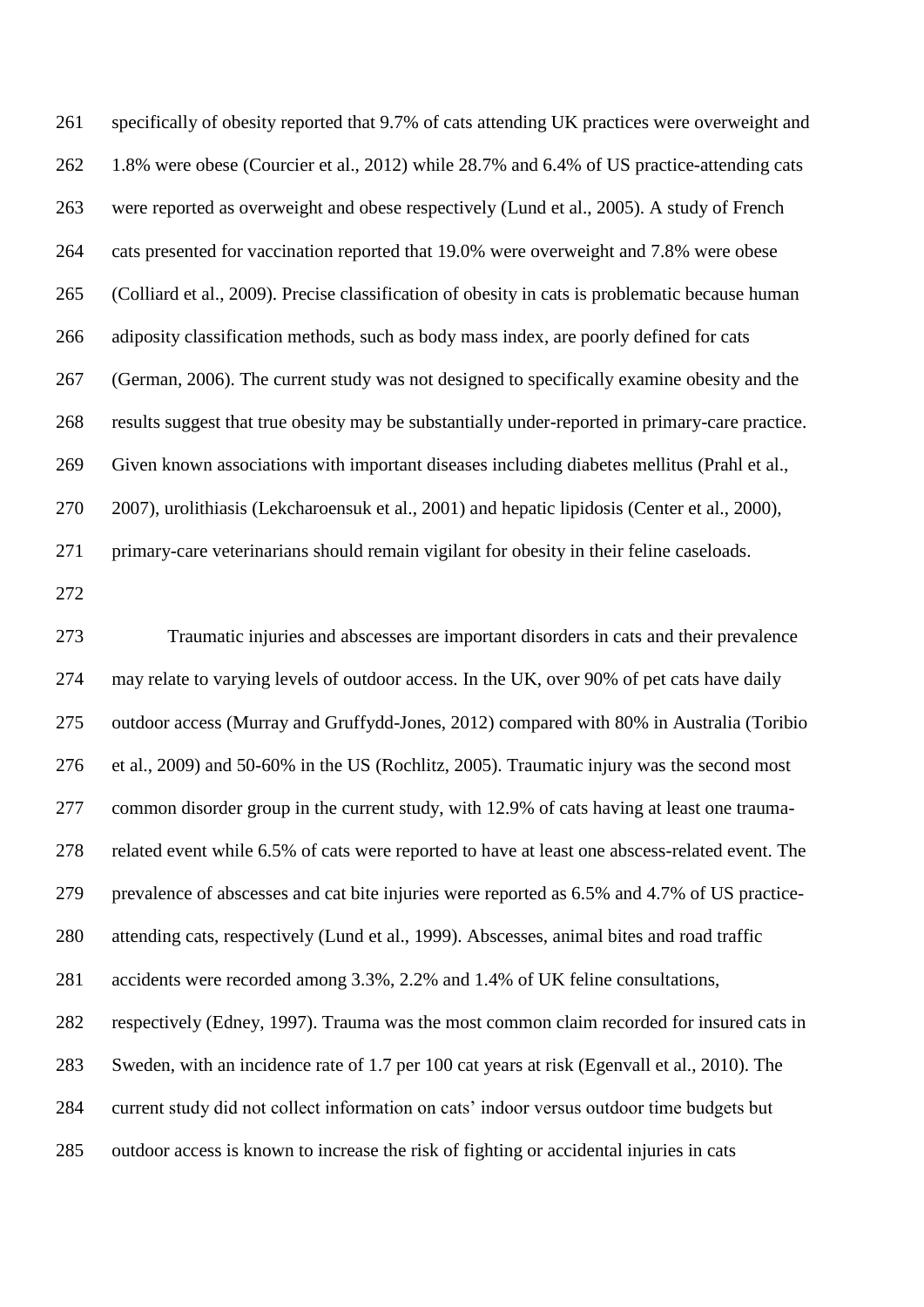specifically of obesity reported that 9.7% of cats attending UK practices were overweight and 1.8% were obese (Courcier et al., 2012) while 28.7% and 6.4% of US practice-attending cats were reported as overweight and obese respectively (Lund et al., 2005). A study of French cats presented for vaccination reported that 19.0% were overweight and 7.8% were obese (Colliard et al., 2009). Precise classification of obesity in cats is problematic because human adiposity classification methods, such as body mass index, are poorly defined for cats (German, 2006). The current study was not designed to specifically examine obesity and the results suggest that true obesity may be substantially under-reported in primary-care practice. Given known associations with important diseases including diabetes mellitus (Prahl et al., 2007), urolithiasis (Lekcharoensuk et al., 2001) and hepatic lipidosis (Center et al., 2000), primary-care veterinarians should remain vigilant for obesity in their feline caseloads.

Traumatic injuries and abscesses are important disorders in cats and their prevalence may relate to varying levels of outdoor access. In the UK, over 90% of pet cats have daily outdoor access (Murray and Gruffydd-Jones, 2012) compared with 80% in Australia (Toribio et al., 2009) and 50-60% in the US (Rochlitz, 2005). Traumatic injury was the second most common disorder group in the current study, with 12.9% of cats having at least one trauma-related event while 6.5% of cats were reported to have at least one abscess-related event. The prevalence of abscesses and cat bite injuries were reported as 6.5% and 4.7% of US practice-attending cats, respectively (Lund et al., 1999). Abscesses, animal bites and road traffic accidents were recorded among 3.3%, 2.2% and 1.4% of UK feline consultations, respectively (Edney, 1997). Trauma was the most common claim recorded for insured cats in Sweden, with an incidence rate of 1.7 per 100 cat years at risk (Egenvall et al., 2010). The current study did not collect information on cats' indoor versus outdoor time budgets but outdoor access is known to increase the risk of fighting or accidental injuries in cats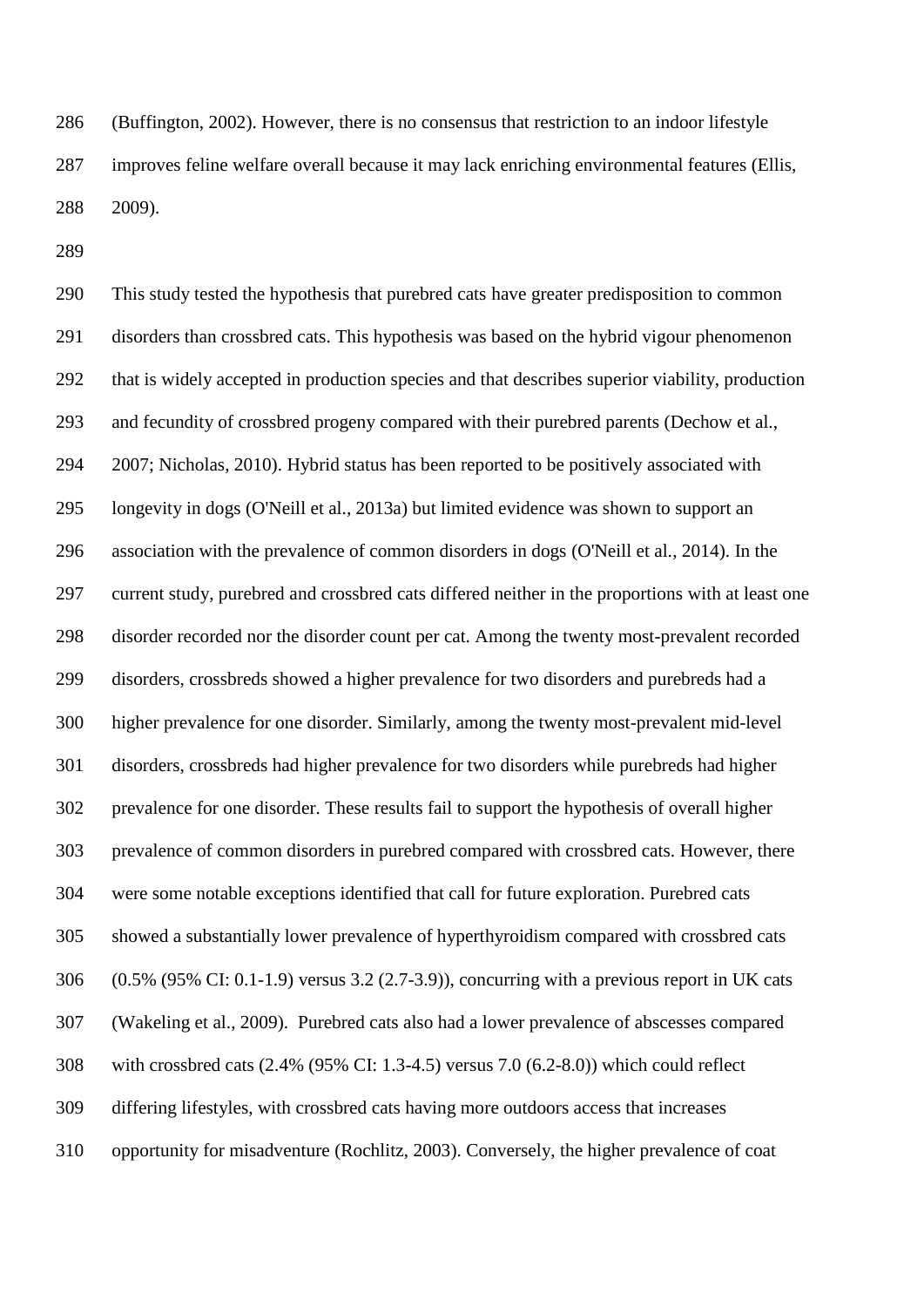(Buffington, 2002). However, there is no consensus that restriction to an indoor lifestyle improves feline welfare overall because it may lack enriching environmental features (Ellis, 2009).

This study tested the hypothesis that purebred cats have greater predisposition to common disorders than crossbred cats. This hypothesis was based on the hybrid vigour phenomenon that is widely accepted in production species and that describes superior viability, production and fecundity of crossbred progeny compared with their purebred parents (Dechow et al., 2007; Nicholas, 2010). Hybrid status has been reported to be positively associated with longevity in dogs (O'Neill et al., 2013a) but limited evidence was shown to support an association with the prevalence of common disorders in dogs (O'Neill et al., 2014). In the current study, purebred and crossbred cats differed neither in the proportions with at least one disorder recorded nor the disorder count per cat. Among the twenty most-prevalent recorded disorders, crossbreds showed a higher prevalence for two disorders and purebreds had a higher prevalence for one disorder. Similarly, among the twenty most-prevalent mid-level disorders, crossbreds had higher prevalence for two disorders while purebreds had higher prevalence for one disorder. These results fail to support the hypothesis of overall higher prevalence of common disorders in purebred compared with crossbred cats. However, there were some notable exceptions identified that call for future exploration. Purebred cats showed a substantially lower prevalence of hyperthyroidism compared with crossbred cats (0.5% (95% CI: 0.1-1.9) versus 3.2 (2.7-3.9)), concurring with a previous report in UK cats (Wakeling et al., 2009). Purebred cats also had a lower prevalence of abscesses compared with crossbred cats (2.4% (95% CI: 1.3-4.5) versus 7.0 (6.2-8.0)) which could reflect differing lifestyles, with crossbred cats having more outdoors access that increases opportunity for misadventure (Rochlitz, 2003). Conversely, the higher prevalence of coat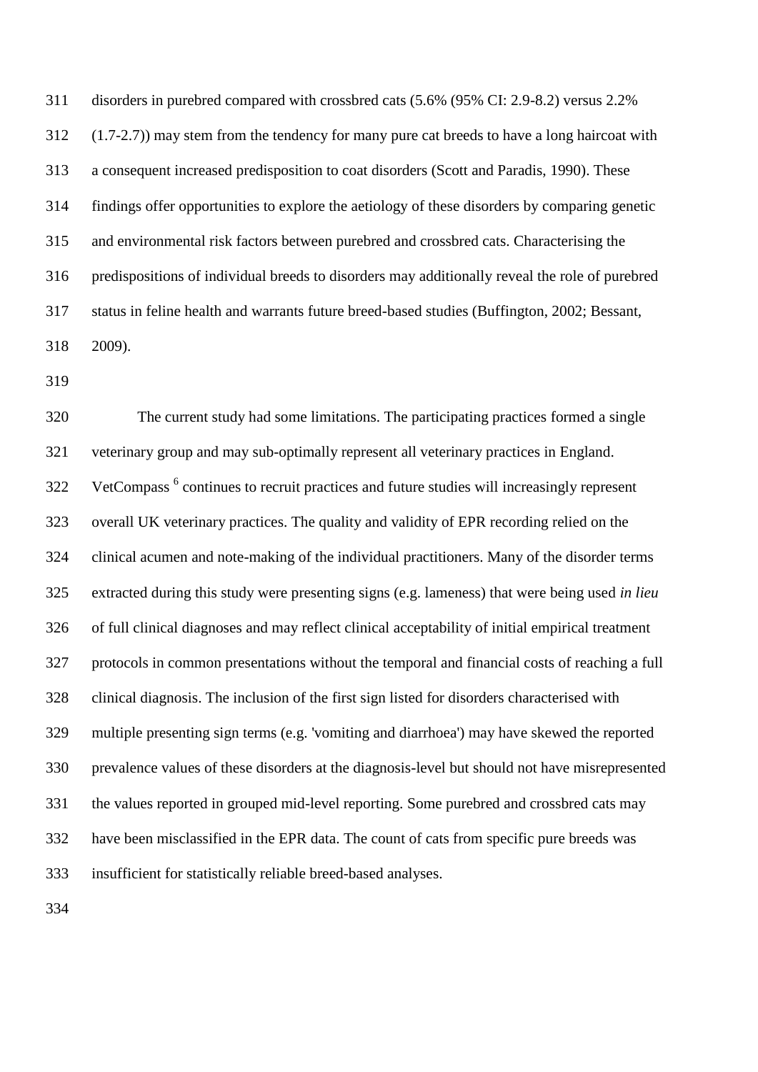disorders in purebred compared with crossbred cats (5.6% (95% CI: 2.9-8.2) versus 2.2% (1.7-2.7)) may stem from the tendency for many pure cat breeds to have a long haircoat with a consequent increased predisposition to coat disorders (Scott and Paradis, 1990). These findings offer opportunities to explore the aetiology of these disorders by comparing genetic and environmental risk factors between purebred and crossbred cats. Characterising the predispositions of individual breeds to disorders may additionally reveal the role of purebred status in feline health and warrants future breed-based studies (Buffington, 2002; Bessant, 2009).

The current study had some limitations. The participating practices formed a single veterinary group and may sub-optimally represent all veterinary practices in England. VetCompass [6] continues to recruit practices and future studies will increasingly represent overall UK veterinary practices. The quality and validity of EPR recording relied on the clinical acumen and note-making of the individual practitioners. Many of the disorder terms extracted during this study were presenting signs (e.g. lameness) that were being used *in lieu* of full clinical diagnoses and may reflect clinical acceptability of initial empirical treatment protocols in common presentations without the temporal and financial costs of reaching a full clinical diagnosis. The inclusion of the first sign listed for disorders characterised with multiple presenting sign terms (e.g. 'vomiting and diarrhoea') may have skewed the reported prevalence values of these disorders at the diagnosis-level but should not have misrepresented the values reported in grouped mid-level reporting. Some purebred and crossbred cats may have been misclassified in the EPR data. The count of cats from specific pure breeds was insufficient for statistically reliable breed-based analyses.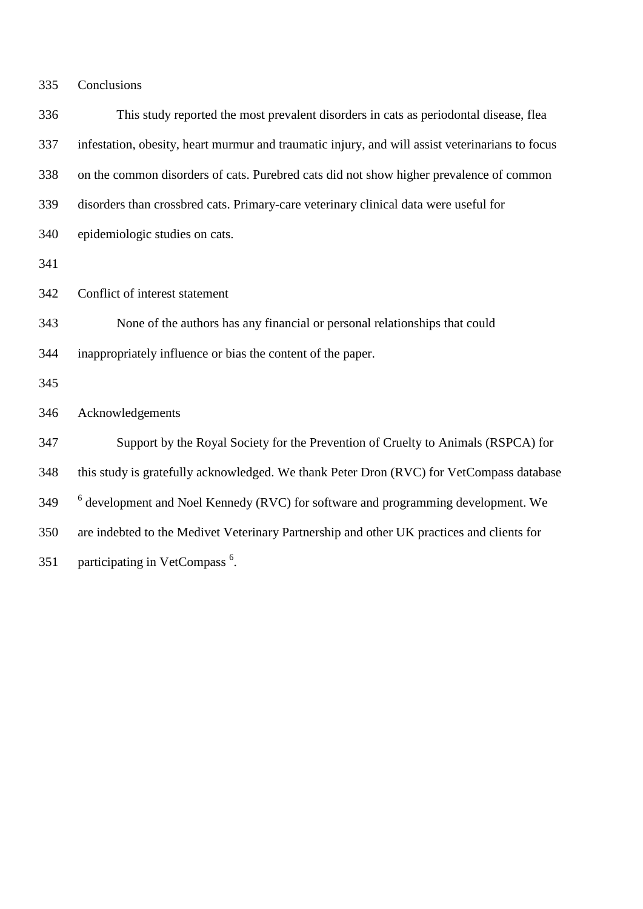## Conclusions

This study reported the most prevalent disorders in cats as periodontal disease, flea infestation, obesity, heart murmur and traumatic injury, and will assist veterinarians to focus on the common disorders of cats. Purebred cats did not show higher prevalence of common disorders than crossbred cats. Primary-care veterinary clinical data were useful for epidemiologic studies on cats.

## Conflict of interest statement

None of the authors has any financial or personal relationships that could inappropriately influence or bias the content of the paper.

## Acknowledgements

Support by the Royal Society for the Prevention of Cruelty to Animals (RSPCA) for this study is gratefully acknowledged. We thank Peter Dron (RVC) for VetCompass database [6] development and Noel Kennedy (RVC) for software and programming development. We are indebted to the Medivet Veterinary Partnership and other UK practices and clients for participating in VetCompass [6].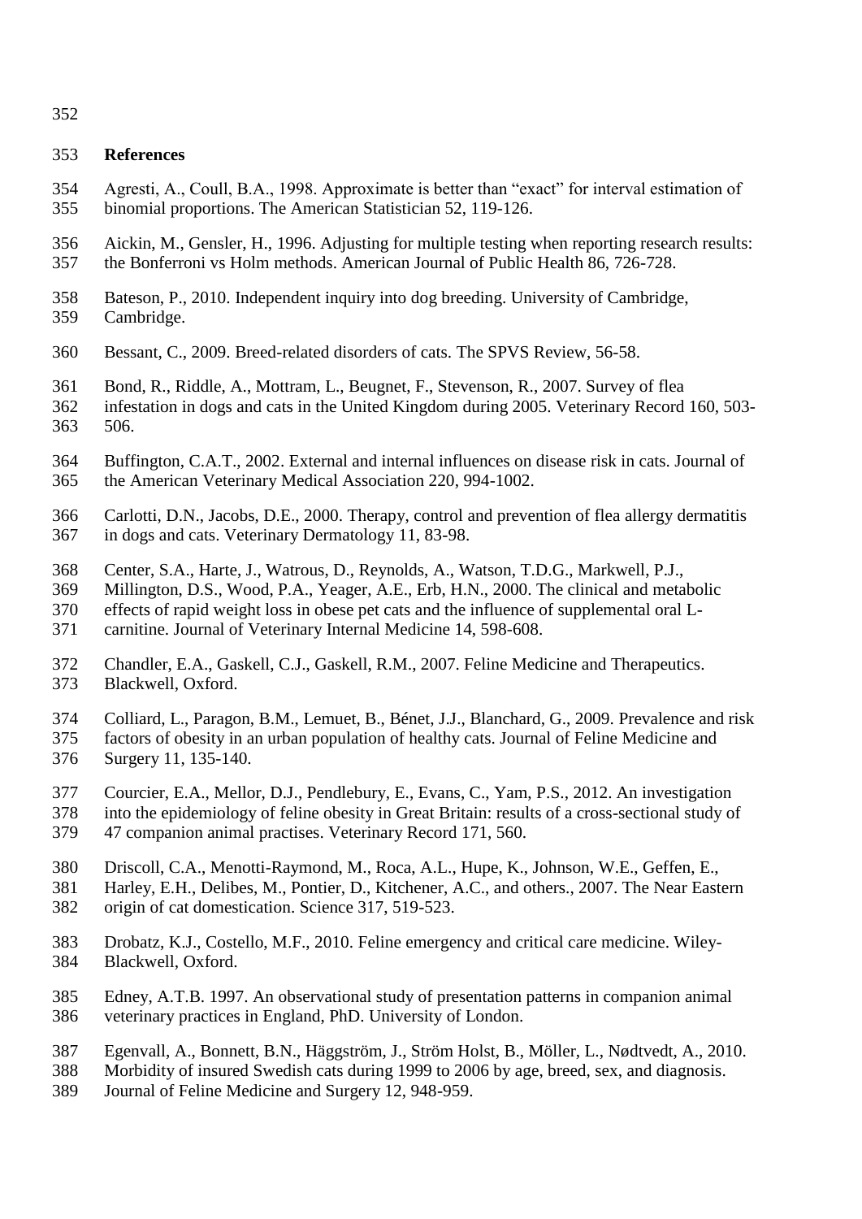## References

Agresti, A., Coull, B.A., 1998. Approximate is better than "exact" for interval estimation of binomial proportions. The American Statistician 52, 119-126.

Aickin, M., Gensler, H., 1996. Adjusting for multiple testing when reporting research results: the Bonferroni vs Holm methods. American Journal of Public Health 86, 726-728.

Bateson, P., 2010. Independent inquiry into dog breeding. University of Cambridge, Cambridge.

Bessant, C., 2009. Breed-related disorders of cats. The SPVS Review, 56-58.

Bond, R., Riddle, A., Mottram, L., Beugnet, F., Stevenson, R., 2007. Survey of flea infestation in dogs and cats in the United Kingdom during 2005. Veterinary Record 160, 503-506.

Buffington, C.A.T., 2002. External and internal influences on disease risk in cats. Journal of the American Veterinary Medical Association 220, 994-1002.

Carlotti, D.N., Jacobs, D.E., 2000. Therapy, control and prevention of flea allergy dermatitis in dogs and cats. Veterinary Dermatology 11, 83-98.

Center, S.A., Harte, J., Watrous, D., Reynolds, A., Watson, T.D.G., Markwell, P.J., Millington, D.S., Wood, P.A., Yeager, A.E., Erb, H.N., 2000. The clinical and metabolic effects of rapid weight loss in obese pet cats and the influence of supplemental oral L-carnitine. Journal of Veterinary Internal Medicine 14, 598-608.

Chandler, E.A., Gaskell, C.J., Gaskell, R.M., 2007. Feline Medicine and Therapeutics. Blackwell, Oxford.

Colliard, L., Paragon, B.M., Lemuet, B., Bénet, J.J., Blanchard, G., 2009. Prevalence and risk factors of obesity in an urban population of healthy cats. Journal of Feline Medicine and Surgery 11, 135-140.

Courcier, E.A., Mellor, D.J., Pendlebury, E., Evans, C., Yam, P.S., 2012. An investigation into the epidemiology of feline obesity in Great Britain: results of a cross-sectional study of 47 companion animal practises. Veterinary Record 171, 560.

Driscoll, C.A., Menotti-Raymond, M., Roca, A.L., Hupe, K., Johnson, W.E., Geffen, E., Harley, E.H., Delibes, M., Pontier, D., Kitchener, A.C., and others., 2007. The Near Eastern origin of cat domestication. Science 317, 519-523.

Drobatz, K.J., Costello, M.F., 2010. Feline emergency and critical care medicine. Wiley-Blackwell, Oxford.

Edney, A.T.B. 1997. An observational study of presentation patterns in companion animal veterinary practices in England, PhD. University of London.

Egenvall, A., Bonnett, B.N., Häggström, J., Ström Holst, B., Möller, L., Nødtvedt, A., 2010. Morbidity of insured Swedish cats during 1999 to 2006 by age, breed, sex, and diagnosis. Journal of Feline Medicine and Surgery 12, 948-959.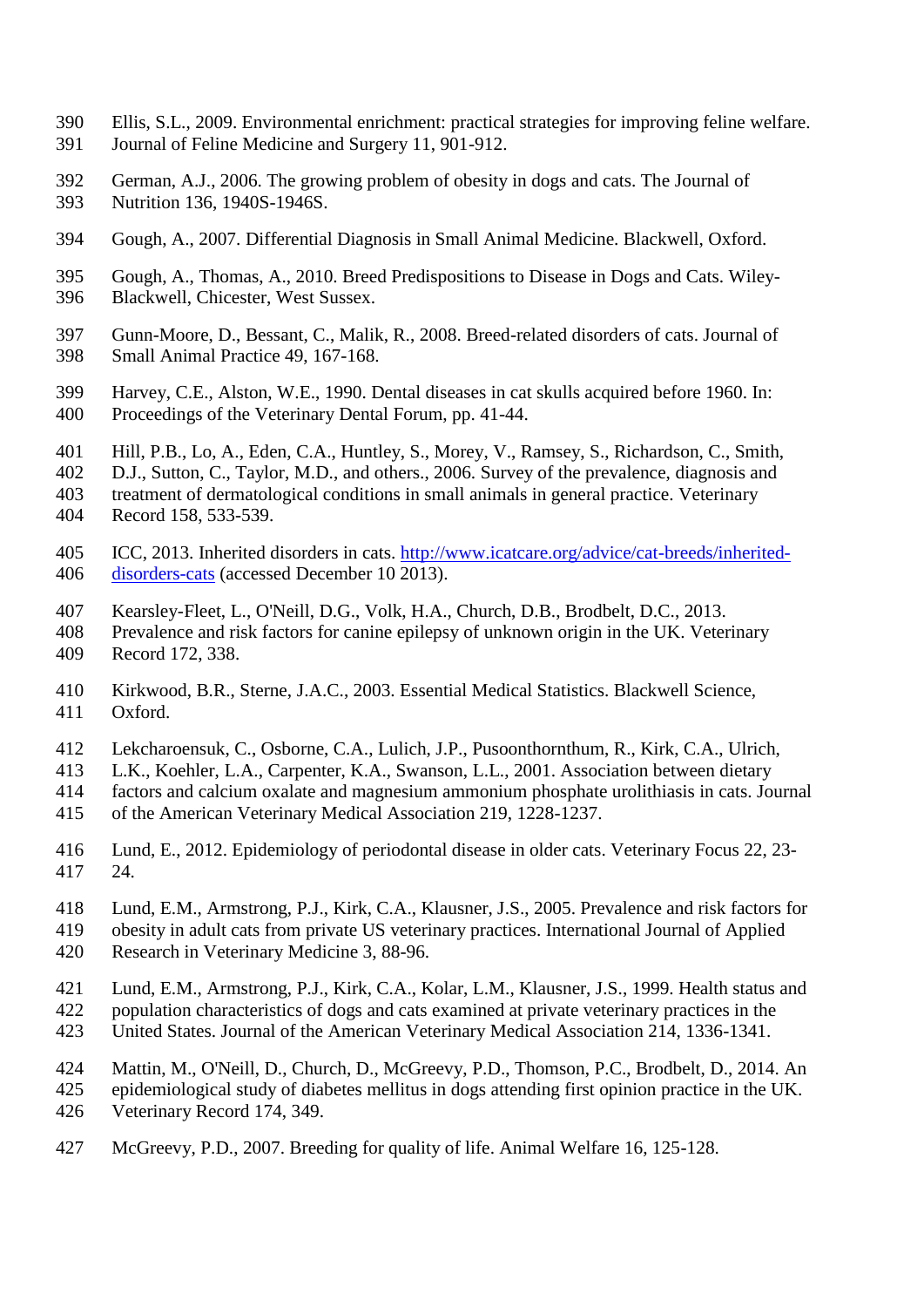Ellis, S.L., 2009. Environmental enrichment: practical strategies for improving feline welfare. Journal of Feline Medicine and Surgery 11, 901-912.

German, A.J., 2006. The growing problem of obesity in dogs and cats. The Journal of Nutrition 136, 1940S-1946S.

Gough, A., 2007. Differential Diagnosis in Small Animal Medicine. Blackwell, Oxford.

Gough, A., Thomas, A., 2010. Breed Predispositions to Disease in Dogs and Cats. Wiley-Blackwell, Chicester, West Sussex.

Gunn-Moore, D., Bessant, C., Malik, R., 2008. Breed-related disorders of cats. Journal of Small Animal Practice 49, 167-168.

Harvey, C.E., Alston, W.E., 1990. Dental diseases in cat skulls acquired before 1960. In: Proceedings of the Veterinary Dental Forum, pp. 41-44.

Hill, P.B., Lo, A., Eden, C.A., Huntley, S., Morey, V., Ramsey, S., Richardson, C., Smith, D.J., Sutton, C., Taylor, M.D., and others., 2006. Survey of the prevalence, diagnosis and treatment of dermatological conditions in small animals in general practice. Veterinary Record 158, 533-539.

ICC, 2013. Inherited disorders in cats. http://www.icatcare.org/advice/cat-breeds/inherited-disorders-cats (accessed December 10 2013).

Kearsley-Fleet, L., O'Neill, D.G., Volk, H.A., Church, D.B., Brodbelt, D.C., 2013. Prevalence and risk factors for canine epilepsy of unknown origin in the UK. Veterinary Record 172, 338.

Kirkwood, B.R., Sterne, J.A.C., 2003. Essential Medical Statistics. Blackwell Science, Oxford.

Lekcharoensuk, C., Osborne, C.A., Lulich, J.P., Pusoonthornthum, R., Kirk, C.A., Ulrich, L.K., Koehler, L.A., Carpenter, K.A., Swanson, L.L., 2001. Association between dietary factors and calcium oxalate and magnesium ammonium phosphate urolithiasis in cats. Journal of the American Veterinary Medical Association 219, 1228-1237.

Lund, E., 2012. Epidemiology of periodontal disease in older cats. Veterinary Focus 22, 23-24.

Lund, E.M., Armstrong, P.J., Kirk, C.A., Klausner, J.S., 2005. Prevalence and risk factors for obesity in adult cats from private US veterinary practices. International Journal of Applied Research in Veterinary Medicine 3, 88-96.

Lund, E.M., Armstrong, P.J., Kirk, C.A., Kolar, L.M., Klausner, J.S., 1999. Health status and population characteristics of dogs and cats examined at private veterinary practices in the United States. Journal of the American Veterinary Medical Association 214, 1336-1341.

Mattin, M., O'Neill, D., Church, D., McGreevy, P.D., Thomson, P.C., Brodbelt, D., 2014. An epidemiological study of diabetes mellitus in dogs attending first opinion practice in the UK. Veterinary Record 174, 349.

McGreevy, P.D., 2007. Breeding for quality of life. Animal Welfare 16, 125-128.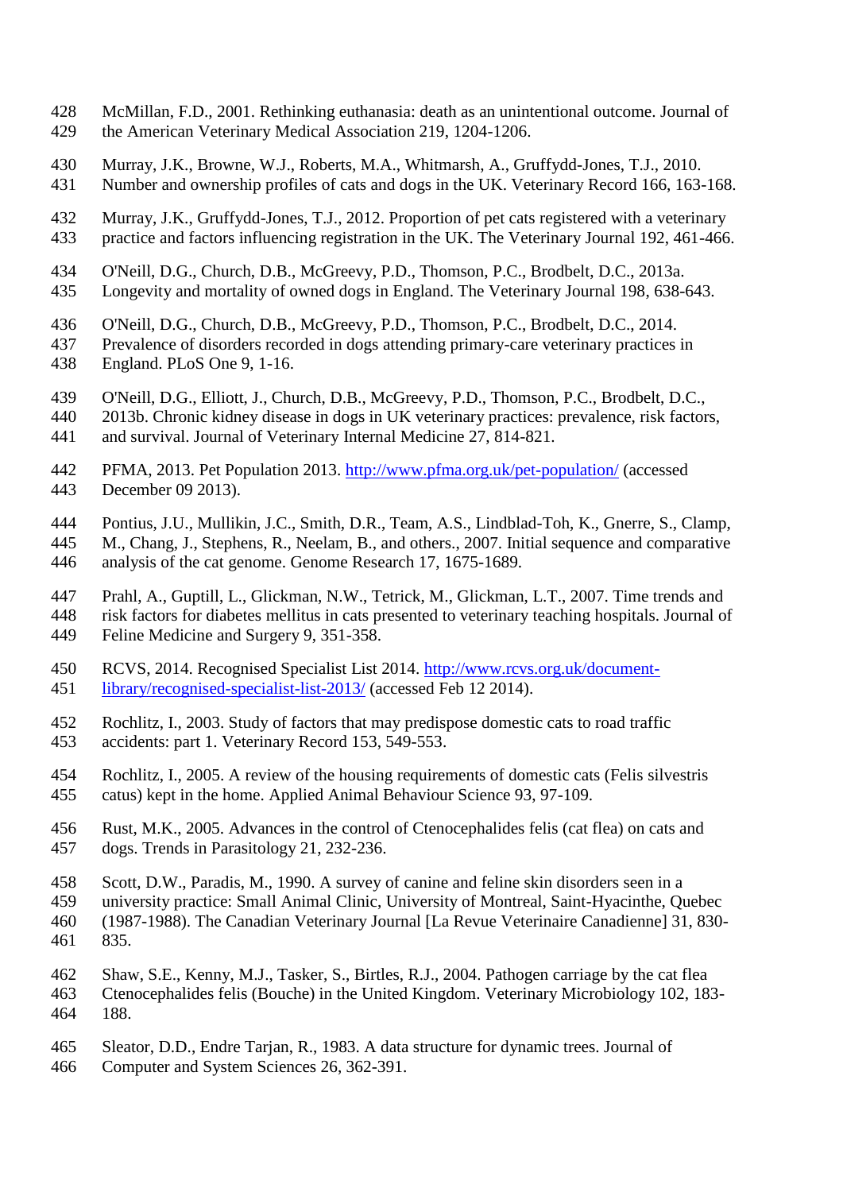McMillan, F.D., 2001. Rethinking euthanasia: death as an unintentional outcome. Journal of the American Veterinary Medical Association 219, 1204-1206.

Murray, J.K., Browne, W.J., Roberts, M.A., Whitmarsh, A., Gruffydd-Jones, T.J., 2010. Number and ownership profiles of cats and dogs in the UK. Veterinary Record 166, 163-168.

Murray, J.K., Gruffydd-Jones, T.J., 2012. Proportion of pet cats registered with a veterinary practice and factors influencing registration in the UK. The Veterinary Journal 192, 461-466.

O'Neill, D.G., Church, D.B., McGreevy, P.D., Thomson, P.C., Brodbelt, D.C., 2013a. Longevity and mortality of owned dogs in England. The Veterinary Journal 198, 638-643.

O'Neill, D.G., Church, D.B., McGreevy, P.D., Thomson, P.C., Brodbelt, D.C., 2014. Prevalence of disorders recorded in dogs attending primary-care veterinary practices in England. PLoS One 9, 1-16.

O'Neill, D.G., Elliott, J., Church, D.B., McGreevy, P.D., Thomson, P.C., Brodbelt, D.C., 2013b. Chronic kidney disease in dogs in UK veterinary practices: prevalence, risk factors, and survival. Journal of Veterinary Internal Medicine 27, 814-821.

PFMA, 2013. Pet Population 2013. http://www.pfma.org.uk/pet-population/ (accessed December 09 2013).

Pontius, J.U., Mullikin, J.C., Smith, D.R., Team, A.S., Lindblad-Toh, K., Gnerre, S., Clamp, M., Chang, J., Stephens, R., Neelam, B., and others., 2007. Initial sequence and comparative analysis of the cat genome. Genome Research 17, 1675-1689.

Prahl, A., Guptill, L., Glickman, N.W., Tetrick, M., Glickman, L.T., 2007. Time trends and risk factors for diabetes mellitus in cats presented to veterinary teaching hospitals. Journal of Feline Medicine and Surgery 9, 351-358.

RCVS, 2014. Recognised Specialist List 2014. http://www.rcvs.org.uk/document-library/recognised-specialist-list-2013/ (accessed Feb 12 2014).

Rochlitz, I., 2003. Study of factors that may predispose domestic cats to road traffic accidents: part 1. Veterinary Record 153, 549-553.

Rochlitz, I., 2005. A review of the housing requirements of domestic cats (Felis silvestris catus) kept in the home. Applied Animal Behaviour Science 93, 97-109.

Rust, M.K., 2005. Advances in the control of Ctenocephalides felis (cat flea) on cats and dogs. Trends in Parasitology 21, 232-236.

Scott, D.W., Paradis, M., 1990. A survey of canine and feline skin disorders seen in a university practice: Small Animal Clinic, University of Montreal, Saint-Hyacinthe, Quebec (1987-1988). The Canadian Veterinary Journal [La Revue Veterinaire Canadienne] 31, 830-835.

Shaw, S.E., Kenny, M.J., Tasker, S., Birtles, R.J., 2004. Pathogen carriage by the cat flea Ctenocephalides felis (Bouche) in the United Kingdom. Veterinary Microbiology 102, 183-188.

Sleator, D.D., Endre Tarjan, R., 1983. A data structure for dynamic trees. Journal of Computer and System Sciences 26, 362-391.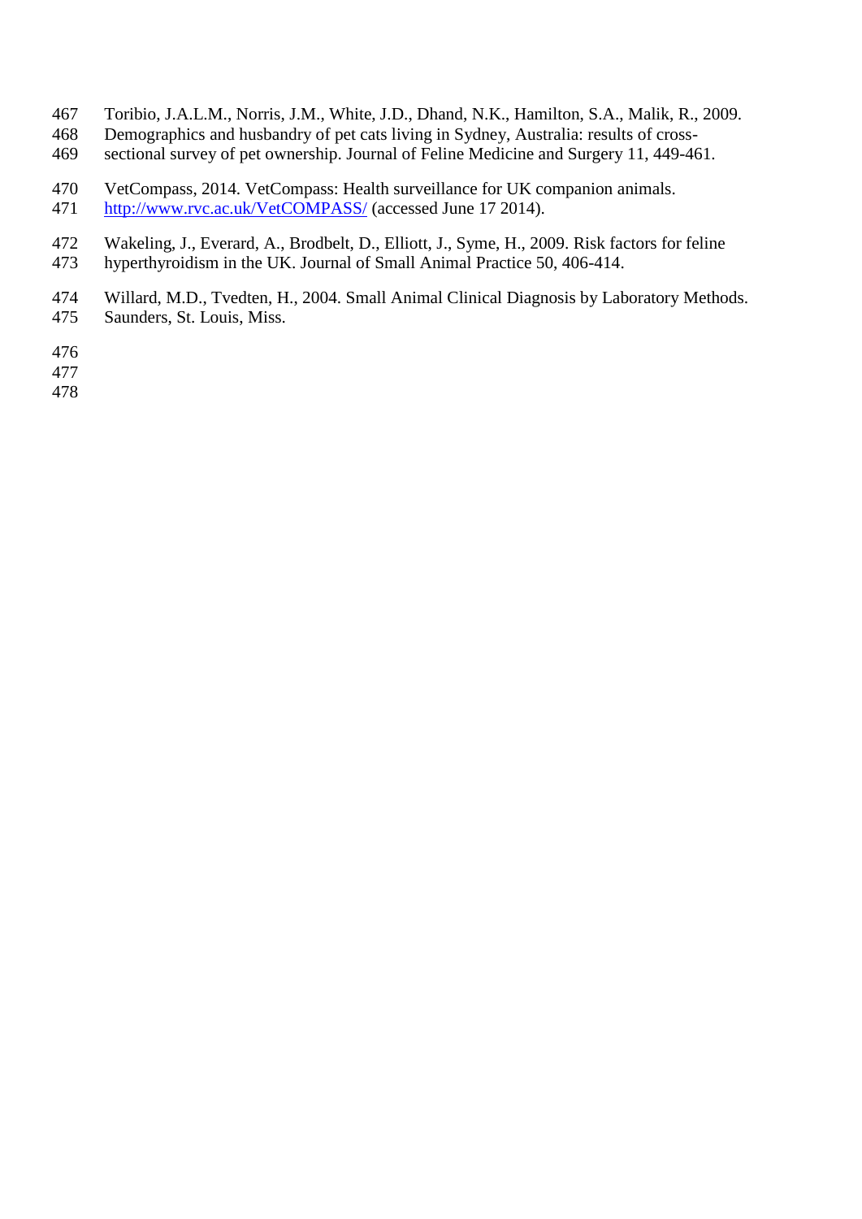Toribio, J.A.L.M., Norris, J.M., White, J.D., Dhand, N.K., Hamilton, S.A., Malik, R., 2009. Demographics and husbandry of pet cats living in Sydney, Australia: results of cross-sectional survey of pet ownership. Journal of Feline Medicine and Surgery 11, 449-461.

VetCompass, 2014. VetCompass: Health surveillance for UK companion animals. http://www.rvc.ac.uk/VetCOMPASS/ (accessed June 17 2014).

Wakeling, J., Everard, A., Brodbelt, D., Elliott, J., Syme, H., 2009. Risk factors for feline hyperthyroidism in the UK. Journal of Small Animal Practice 50, 406-414.

Willard, M.D., Tvedten, H., 2004. Small Animal Clinical Diagnosis by Laboratory Methods. Saunders, St. Louis, Miss.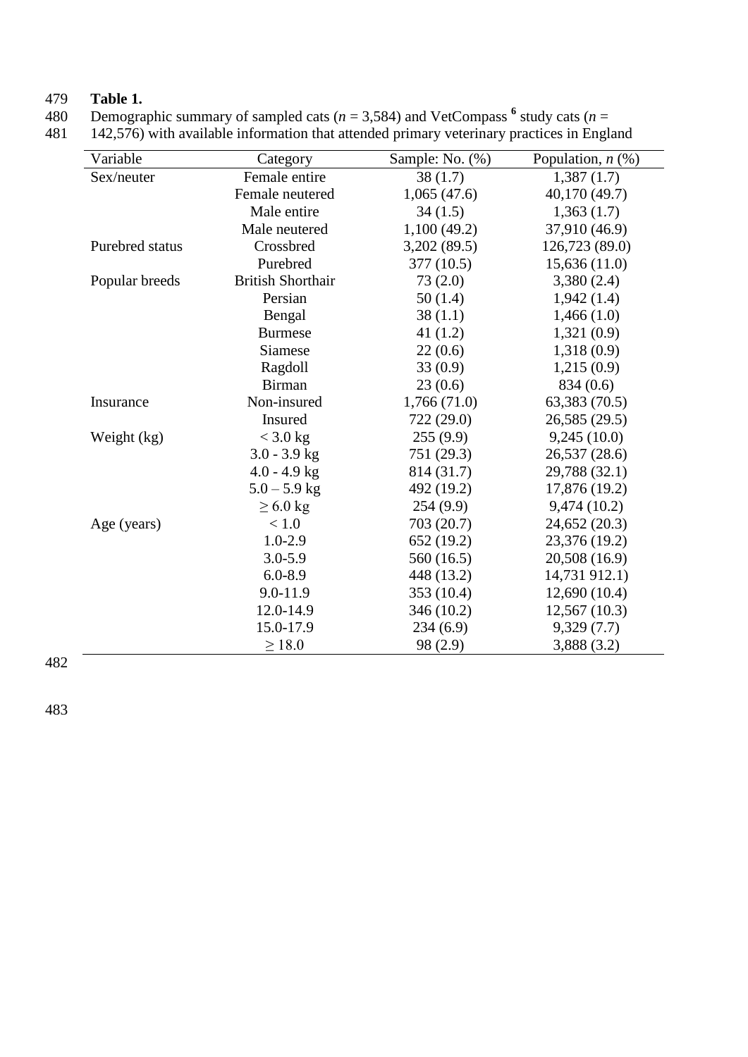**Table 1.**

Demographic summary of sampled cats ($n$ = 3,584) and VetCompass [6] study cats ($n$ = 142,576) with available information that attended primary veterinary practices in England

| Variable | Category | Sample: No. (%) | Population, $n$ (%) |
|---|---|---|---|
| Sex/neuter | Female entire | 38 (1.7) | 1,387 (1.7) |
| | Female neutered | 1,065 (47.6) | 40,170 (49.7) |
| | Male entire | 34 (1.5) | 1,363 (1.7) |
| | Male neutered | 1,100 (49.2) | 37,910 (46.9) |
| Purebred status | Crossbred | 3,202 (89.5) | 126,723 (89.0) |
| | Purebred | 377 (10.5) | 15,636 (11.0) |
| Popular breeds | British Shorthair | 73 (2.0) | 3,380 (2.4) |
| | Persian | 50 (1.4) | 1,942 (1.4) |
| | Bengal | 38 (1.1) | 1,466 (1.0) |
| | Burmese | 41 (1.2) | 1,321 (0.9) |
| | Siamese | 22 (0.6) | 1,318 (0.9) |
| | Ragdoll | 33 (0.9) | 1,215 (0.9) |
| | Birman | 23 (0.6) | 834 (0.6) |
| Insurance | Non-insured | 1,766 (71.0) | 63,383 (70.5) |
| | Insured | 722 (29.0) | 26,585 (29.5) |
| Weight (kg) | < 3.0 kg | 255 (9.9) | 9,245 (10.0) |
| | 3.0 - 3.9 kg | 751 (29.3) | 26,537 (28.6) |
| | 4.0 - 4.9 kg | 814 (31.7) | 29,788 (32.1) |
| | 5.0 – 5.9 kg | 492 (19.2) | 17,876 (19.2) |
| | ≥ 6.0 kg | 254 (9.9) | 9,474 (10.2) |
| Age (years) | < 1.0 | 703 (20.7) | 24,652 (20.3) |
| | 1.0-2.9 | 652 (19.2) | 23,376 (19.2) |
| | 3.0-5.9 | 560 (16.5) | 20,508 (16.9) |
| | 6.0-8.9 | 448 (13.2) | 14,731 912.1) |
| | 9.0-11.9 | 353 (10.4) | 12,690 (10.4) |
| | 12.0-14.9 | 346 (10.2) | 12,567 (10.3) |
| | 15.0-17.9 | 234 (6.9) | 9,329 (7.7) |
| | ≥ 18.0 | 98 (2.9) | 3,888 (3.2) |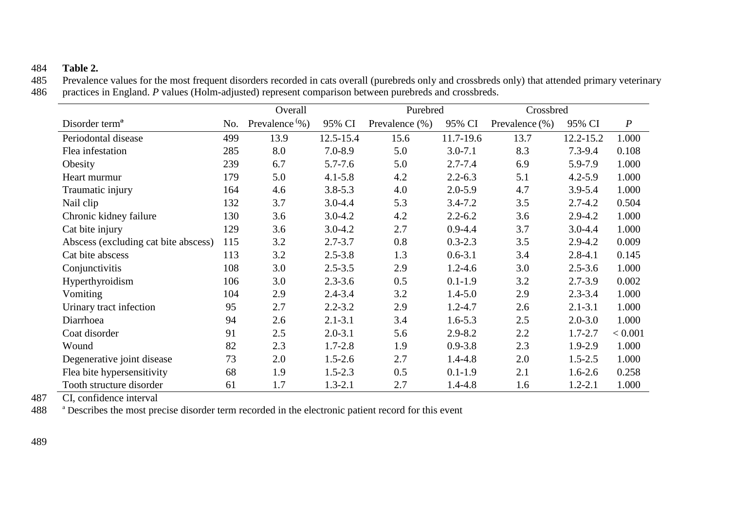**Table 2.**

Prevalence values for the most frequent disorders recorded in cats overall (purebreds only and crossbreds only) that attended primary veterinary practices in England. *P* values (Holm-adjusted) represent comparison between purebreds and crossbreds.

| | | Overall | | Purebred | | Crossbred | | |
|---|---|---|---|---|---|---|---|---|
| Disorder term[a] | No. | Prevalence (%) | 95% CI | Prevalence (%) | 95% CI | Prevalence (%) | 95% CI | *P* |
| Periodontal disease | 499 | 13.9 | 12.5-15.4 | 15.6 | 11.7-19.6 | 13.7 | 12.2-15.2 | 1.000 |
| Flea infestation | 285 | 8.0 | 7.0-8.9 | 5.0 | 3.0-7.1 | 8.3 | 7.3-9.4 | 0.108 |
| Obesity | 239 | 6.7 | 5.7-7.6 | 5.0 | 2.7-7.4 | 6.9 | 5.9-7.9 | 1.000 |
| Heart murmur | 179 | 5.0 | 4.1-5.8 | 4.2 | 2.2-6.3 | 5.1 | 4.2-5.9 | 1.000 |
| Traumatic injury | 164 | 4.6 | 3.8-5.3 | 4.0 | 2.0-5.9 | 4.7 | 3.9-5.4 | 1.000 |
| Nail clip | 132 | 3.7 | 3.0-4.4 | 5.3 | 3.4-7.2 | 3.5 | 2.7-4.2 | 0.504 |
| Chronic kidney failure | 130 | 3.6 | 3.0-4.2 | 4.2 | 2.2-6.2 | 3.6 | 2.9-4.2 | 1.000 |
| Cat bite injury | 129 | 3.6 | 3.0-4.2 | 2.7 | 0.9-4.4 | 3.7 | 3.0-4.4 | 1.000 |
| Abscess (excluding cat bite abscess) | 115 | 3.2 | 2.7-3.7 | 0.8 | 0.3-2.3 | 3.5 | 2.9-4.2 | 0.009 |
| Cat bite abscess | 113 | 3.2 | 2.5-3.8 | 1.3 | 0.6-3.1 | 3.4 | 2.8-4.1 | 0.145 |
| Conjunctivitis | 108 | 3.0 | 2.5-3.5 | 2.9 | 1.2-4.6 | 3.0 | 2.5-3.6 | 1.000 |
| Hyperthyroidism | 106 | 3.0 | 2.3-3.6 | 0.5 | 0.1-1.9 | 3.2 | 2.7-3.9 | 0.002 |
| Vomiting | 104 | 2.9 | 2.4-3.4 | 3.2 | 1.4-5.0 | 2.9 | 2.3-3.4 | 1.000 |
| Urinary tract infection | 95 | 2.7 | 2.2-3.2 | 2.9 | 1.2-4.7 | 2.6 | 2.1-3.1 | 1.000 |
| Diarrhoea | 94 | 2.6 | 2.1-3.1 | 3.4 | 1.6-5.3 | 2.5 | 2.0-3.0 | 1.000 |
| Coat disorder | 91 | 2.5 | 2.0-3.1 | 5.6 | 2.9-8.2 | 2.2 | 1.7-2.7 | < 0.001 |
| Wound | 82 | 2.3 | 1.7-2.8 | 1.9 | 0.9-3.8 | 2.3 | 1.9-2.9 | 1.000 |
| Degenerative joint disease | 73 | 2.0 | 1.5-2.6 | 2.7 | 1.4-4.8 | 2.0 | 1.5-2.5 | 1.000 |
| Flea bite hypersensitivity | 68 | 1.9 | 1.5-2.3 | 0.5 | 0.1-1.9 | 2.1 | 1.6-2.6 | 0.258 |
| Tooth structure disorder | 61 | 1.7 | 1.3-2.1 | 2.7 | 1.4-4.8 | 1.6 | 1.2-2.1 | 1.000 |

CI, confidence interval

[a] Describes the most precise disorder term recorded in the electronic patient record for this event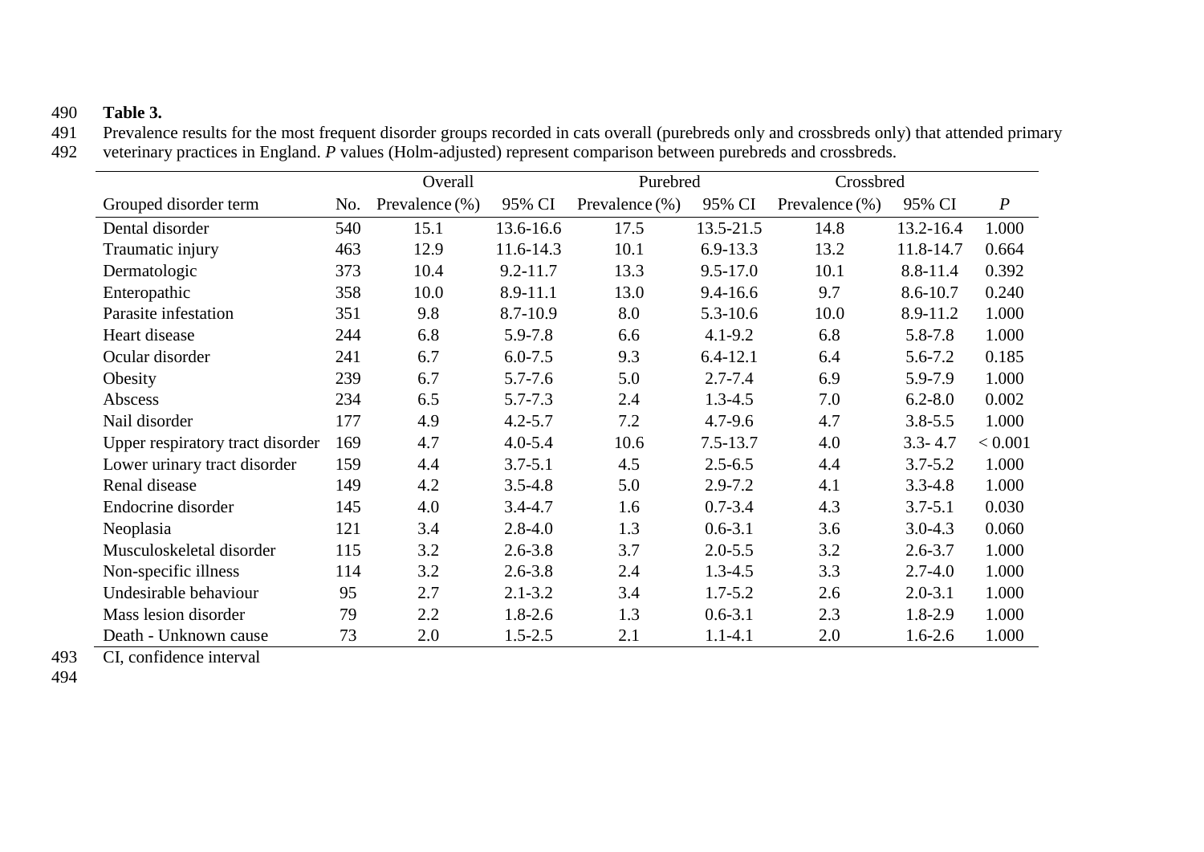**Table 3.**

Prevalence results for the most frequent disorder groups recorded in cats overall (purebreds only and crossbreds only) that attended primary veterinary practices in England. *P* values (Holm-adjusted) represent comparison between purebreds and crossbreds.

| | Overall | | | Purebred | | Crossbred | | |
|---|---|---|---|---|---|---|---|---|
| Grouped disorder term | No. | Prevalence (%) | 95% CI | Prevalence (%) | 95% CI | Prevalence (%) | 95% CI | *P* |
| Dental disorder | 540 | 15.1 | 13.6-16.6 | 17.5 | 13.5-21.5 | 14.8 | 13.2-16.4 | 1.000 |
| Traumatic injury | 463 | 12.9 | 11.6-14.3 | 10.1 | 6.9-13.3 | 13.2 | 11.8-14.7 | 0.664 |
| Dermatologic | 373 | 10.4 | 9.2-11.7 | 13.3 | 9.5-17.0 | 10.1 | 8.8-11.4 | 0.392 |
| Enteropathic | 358 | 10.0 | 8.9-11.1 | 13.0 | 9.4-16.6 | 9.7 | 8.6-10.7 | 0.240 |
| Parasite infestation | 351 | 9.8 | 8.7-10.9 | 8.0 | 5.3-10.6 | 10.0 | 8.9-11.2 | 1.000 |
| Heart disease | 244 | 6.8 | 5.9-7.8 | 6.6 | 4.1-9.2 | 6.8 | 5.8-7.8 | 1.000 |
| Ocular disorder | 241 | 6.7 | 6.0-7.5 | 9.3 | 6.4-12.1 | 6.4 | 5.6-7.2 | 0.185 |
| Obesity | 239 | 6.7 | 5.7-7.6 | 5.0 | 2.7-7.4 | 6.9 | 5.9-7.9 | 1.000 |
| Abscess | 234 | 6.5 | 5.7-7.3 | 2.4 | 1.3-4.5 | 7.0 | 6.2-8.0 | 0.002 |
| Nail disorder | 177 | 4.9 | 4.2-5.7 | 7.2 | 4.7-9.6 | 4.7 | 3.8-5.5 | 1.000 |
| Upper respiratory tract disorder | 169 | 4.7 | 4.0-5.4 | 10.6 | 7.5-13.7 | 4.0 | 3.3- 4.7 | < 0.001 |
| Lower urinary tract disorder | 159 | 4.4 | 3.7-5.1 | 4.5 | 2.5-6.5 | 4.4 | 3.7-5.2 | 1.000 |
| Renal disease | 149 | 4.2 | 3.5-4.8 | 5.0 | 2.9-7.2 | 4.1 | 3.3-4.8 | 1.000 |
| Endocrine disorder | 145 | 4.0 | 3.4-4.7 | 1.6 | 0.7-3.4 | 4.3 | 3.7-5.1 | 0.030 |
| Neoplasia | 121 | 3.4 | 2.8-4.0 | 1.3 | 0.6-3.1 | 3.6 | 3.0-4.3 | 0.060 |
| Musculoskeletal disorder | 115 | 3.2 | 2.6-3.8 | 3.7 | 2.0-5.5 | 3.2 | 2.6-3.7 | 1.000 |
| Non-specific illness | 114 | 3.2 | 2.6-3.8 | 2.4 | 1.3-4.5 | 3.3 | 2.7-4.0 | 1.000 |
| Undesirable behaviour | 95 | 2.7 | 2.1-3.2 | 3.4 | 1.7-5.2 | 2.6 | 2.0-3.1 | 1.000 |
| Mass lesion disorder | 79 | 2.2 | 1.8-2.6 | 1.3 | 0.6-3.1 | 2.3 | 1.8-2.9 | 1.000 |
| Death - Unknown cause | 73 | 2.0 | 1.5-2.5 | 2.1 | 1.1-4.1 | 2.0 | 1.6-2.6 | 1.000 |

CI, confidence interval